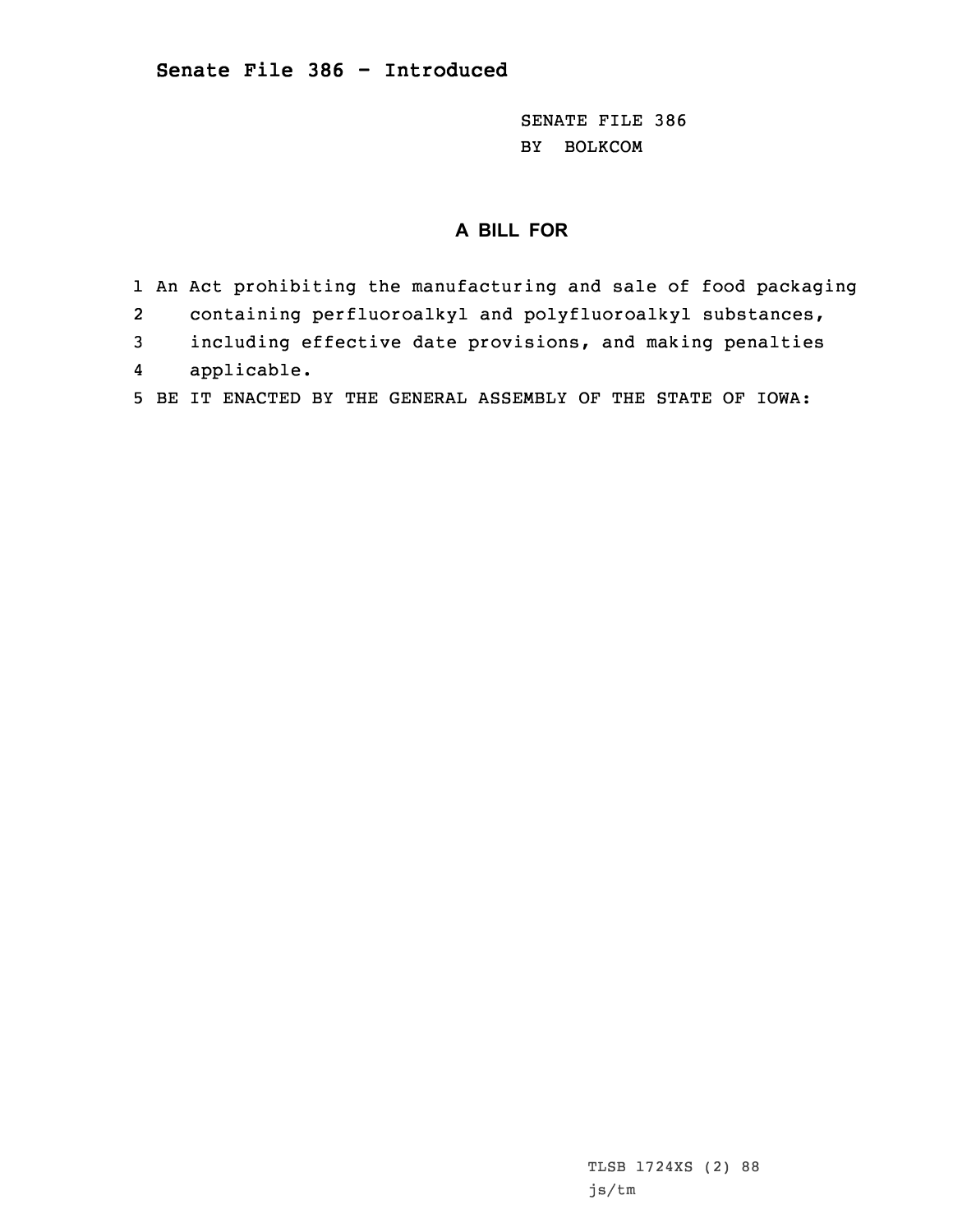# Senate File 386 - Introduced

SENATE FILE 386
BY BOLKCOM

## A BILL FOR

1 An Act prohibiting the manufacturing and sale of food packaging
2 containing perfluoroalkyl and polyfluoroalkyl substances,
3 including effective date provisions, and making penalties
4 applicable.
5 BE IT ENACTED BY THE GENERAL ASSEMBLY OF THE STATE OF IOWA:

TLSB 1724XS (2) 88
js/tm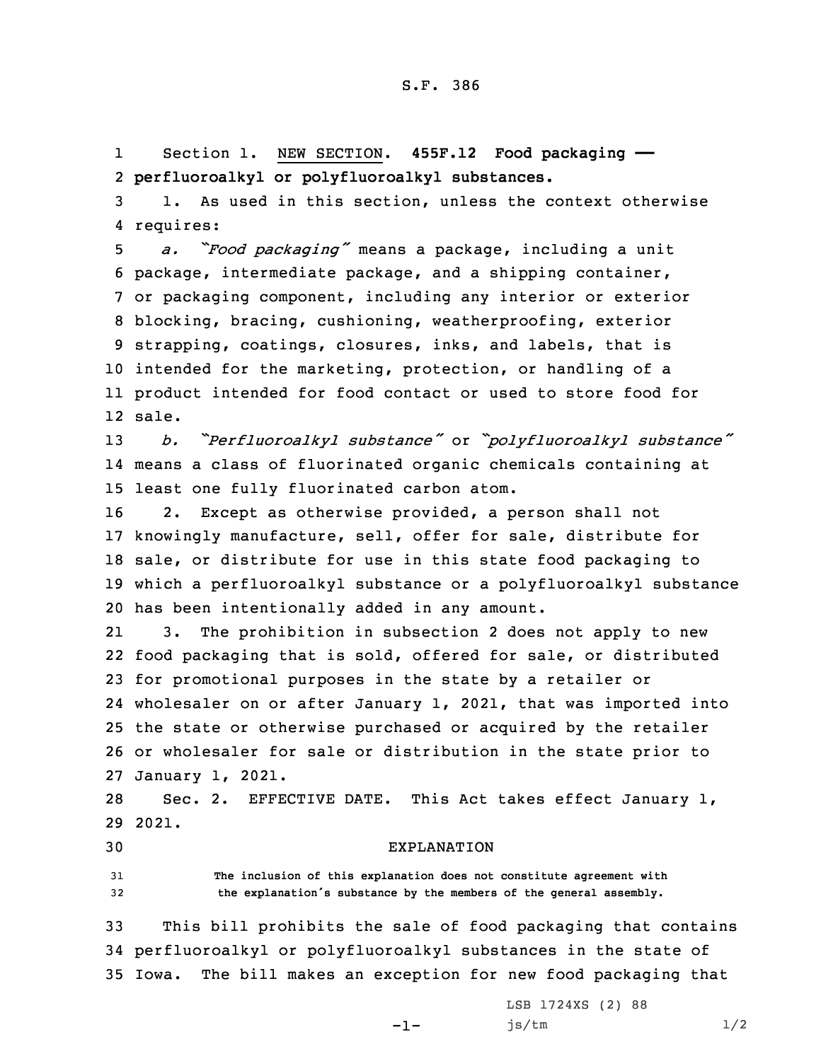S.F. 386

Section 1. NEW SECTION. **455F.12 Food packaging — perfluoroalkyl or polyfluoroalkyl substances.**

1. As used in this section, unless the context otherwise requires:

*a. "Food packaging"* means a package, including a unit package, intermediate package, and a shipping container, or packaging component, including any interior or exterior blocking, bracing, cushioning, weatherproofing, exterior strapping, coatings, closures, inks, and labels, that is intended for the marketing, protection, or handling of a product intended for food contact or used to store food for sale.

*b. "Perfluoroalkyl substance"* or *"polyfluoroalkyl substance"* means a class of fluorinated organic chemicals containing at least one fully fluorinated carbon atom.

2. Except as otherwise provided, a person shall not knowingly manufacture, sell, offer for sale, distribute for sale, or distribute for use in this state food packaging to which a perfluoroalkyl substance or a polyfluoroalkyl substance has been intentionally added in any amount.

3. The prohibition in subsection 2 does not apply to new food packaging that is sold, offered for sale, or distributed for promotional purposes in the state by a retailer or wholesaler on or after January 1, 2021, that was imported into the state or otherwise purchased or acquired by the retailer or wholesaler for sale or distribution in the state prior to January 1, 2021.

Sec. 2. EFFECTIVE DATE. This Act takes effect January 1, 2021.

EXPLANATION

The inclusion of this explanation does not constitute agreement with the explanation's substance by the members of the general assembly.

This bill prohibits the sale of food packaging that contains perfluoroalkyl or polyfluoroalkyl substances in the state of Iowa. The bill makes an exception for new food packaging that

LSB 1724XS (2) 88

js/tm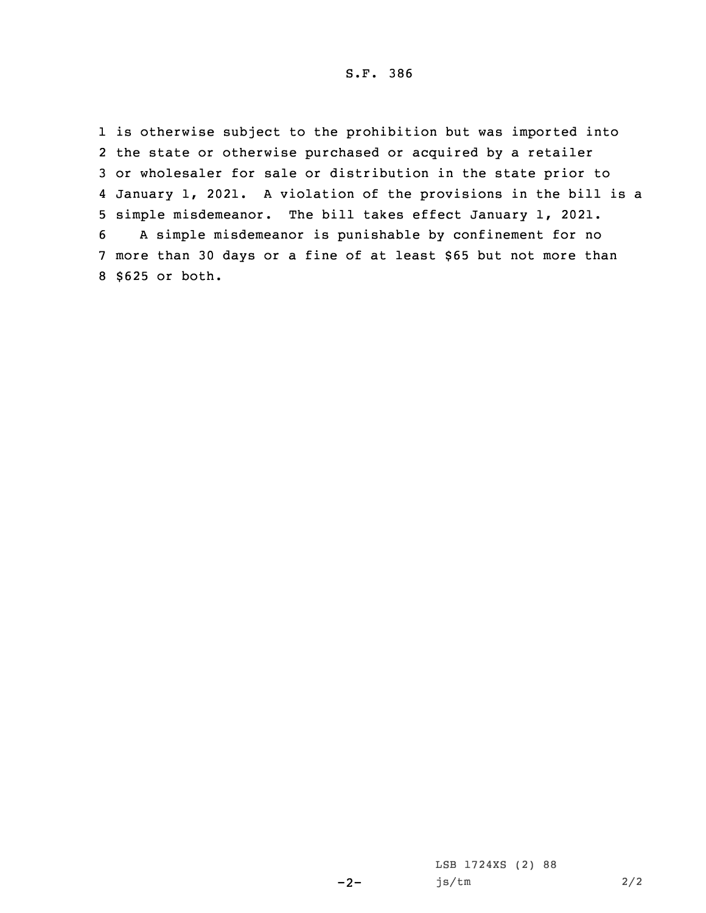is otherwise subject to the prohibition but was imported into the state or otherwise purchased or acquired by a retailer or wholesaler for sale or distribution in the state prior to January 1, 2021. A violation of the provisions in the bill is a simple misdemeanor. The bill takes effect January 1, 2021.

A simple misdemeanor is punishable by confinement for no more than 30 days or a fine of at least $65 but not more than $625 or both.